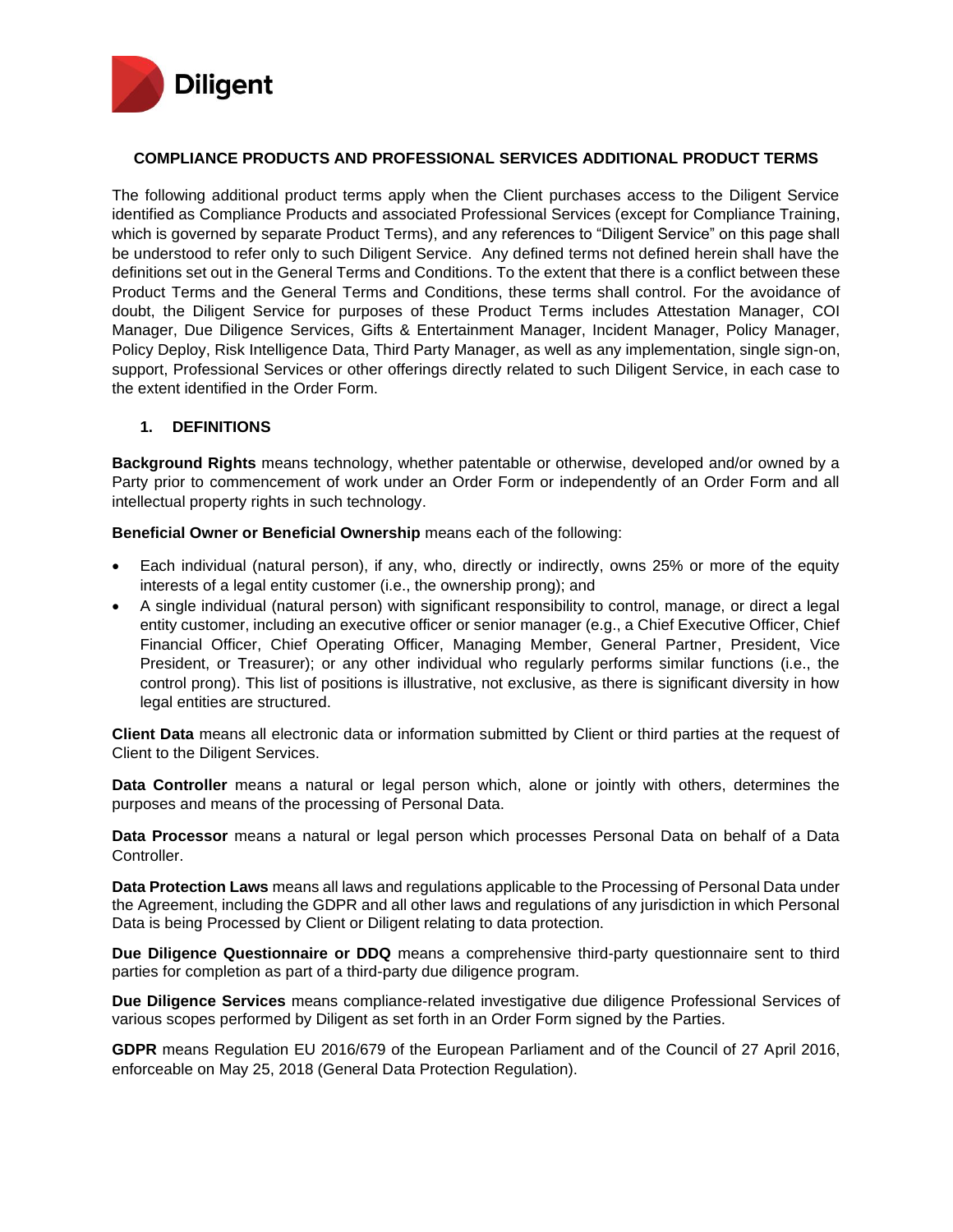Diligent

## COMPLIANCE PRODUCTS AND PROFESSIONAL SERVICES ADDITIONAL PRODUCT TERMS

The following additional product terms apply when the Client purchases access to the Diligent Service identified as Compliance Products and associated Professional Services (except for Compliance Training, which is governed by separate Product Terms), and any references to "Diligent Service" on this page shall be understood to refer only to such Diligent Service. Any defined terms not defined herein shall have the definitions set out in the General Terms and Conditions. To the extent that there is a conflict between these Product Terms and the General Terms and Conditions, these terms shall control. For the avoidance of doubt, the Diligent Service for purposes of these Product Terms includes Attestation Manager, COI Manager, Due Diligence Services, Gifts & Entertainment Manager, Incident Manager, Policy Manager, Policy Deploy, Risk Intelligence Data, Third Party Manager, as well as any implementation, single sign-on, support, Professional Services or other offerings directly related to such Diligent Service, in each case to the extent identified in the Order Form.

### 1. DEFINITIONS

**Background Rights** means technology, whether patentable or otherwise, developed and/or owned by a Party prior to commencement of work under an Order Form or independently of an Order Form and all intellectual property rights in such technology.

**Beneficial Owner or Beneficial Ownership** means each of the following:

- Each individual (natural person), if any, who, directly or indirectly, owns 25% or more of the equity interests of a legal entity customer (i.e., the ownership prong); and
- A single individual (natural person) with significant responsibility to control, manage, or direct a legal entity customer, including an executive officer or senior manager (e.g., a Chief Executive Officer, Chief Financial Officer, Chief Operating Officer, Managing Member, General Partner, President, Vice President, or Treasurer); or any other individual who regularly performs similar functions (i.e., the control prong). This list of positions is illustrative, not exclusive, as there is significant diversity in how legal entities are structured.

**Client Data** means all electronic data or information submitted by Client or third parties at the request of Client to the Diligent Services.

**Data Controller** means a natural or legal person which, alone or jointly with others, determines the purposes and means of the processing of Personal Data.

**Data Processor** means a natural or legal person which processes Personal Data on behalf of a Data Controller.

**Data Protection Laws** means all laws and regulations applicable to the Processing of Personal Data under the Agreement, including the GDPR and all other laws and regulations of any jurisdiction in which Personal Data is being Processed by Client or Diligent relating to data protection.

**Due Diligence Questionnaire or DDQ** means a comprehensive third-party questionnaire sent to third parties for completion as part of a third-party due diligence program.

**Due Diligence Services** means compliance-related investigative due diligence Professional Services of various scopes performed by Diligent as set forth in an Order Form signed by the Parties.

**GDPR** means Regulation EU 2016/679 of the European Parliament and of the Council of 27 April 2016, enforceable on May 25, 2018 (General Data Protection Regulation).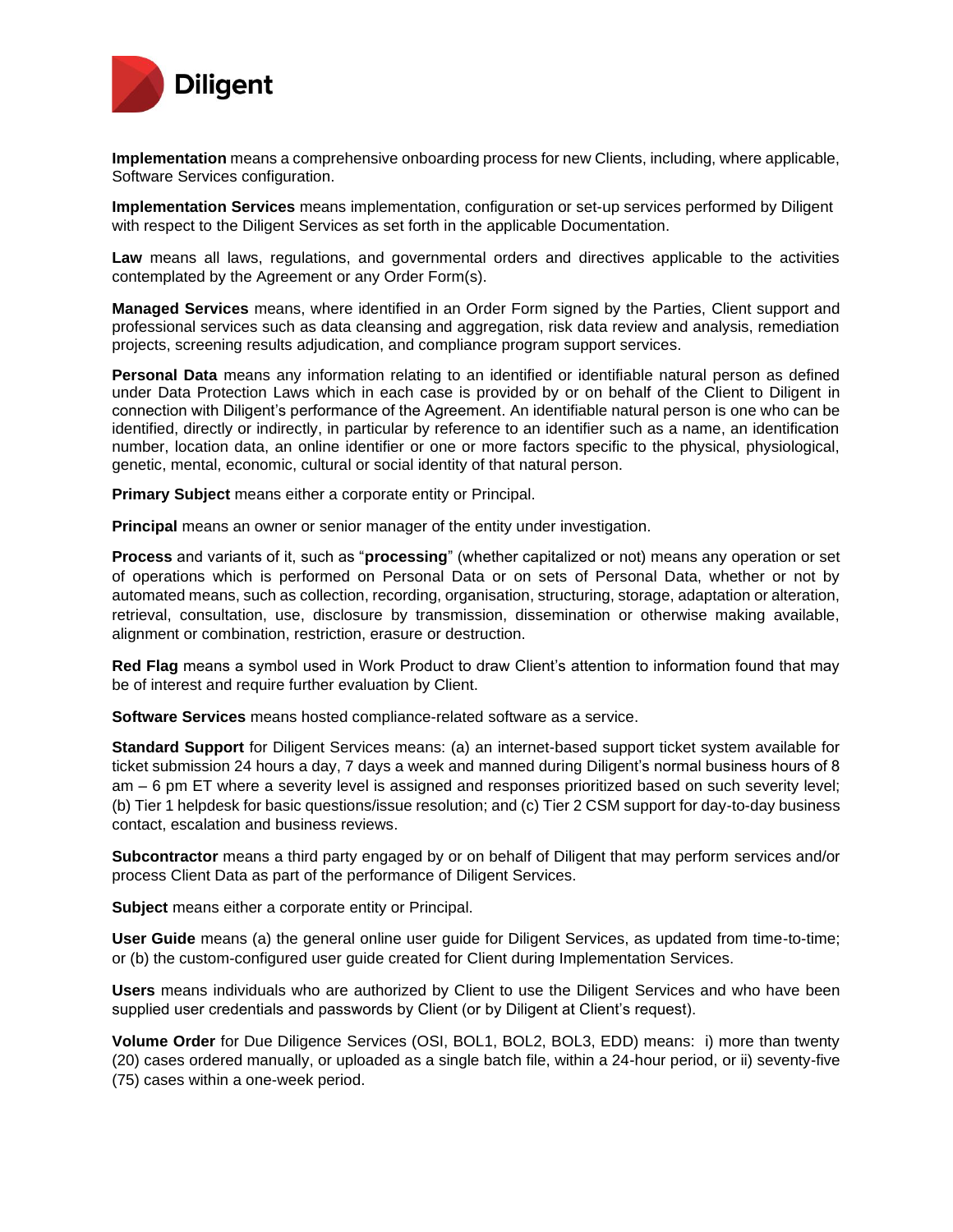**Implementation** means a comprehensive onboarding process for new Clients, including, where applicable, Software Services configuration.

**Implementation Services** means implementation, configuration or set-up services performed by Diligent with respect to the Diligent Services as set forth in the applicable Documentation.

**Law** means all laws, regulations, and governmental orders and directives applicable to the activities contemplated by the Agreement or any Order Form(s).

**Managed Services** means, where identified in an Order Form signed by the Parties, Client support and professional services such as data cleansing and aggregation, risk data review and analysis, remediation projects, screening results adjudication, and compliance program support services.

**Personal Data** means any information relating to an identified or identifiable natural person as defined under Data Protection Laws which in each case is provided by or on behalf of the Client to Diligent in connection with Diligent's performance of the Agreement. An identifiable natural person is one who can be identified, directly or indirectly, in particular by reference to an identifier such as a name, an identification number, location data, an online identifier or one or more factors specific to the physical, physiological, genetic, mental, economic, cultural or social identity of that natural person.

**Primary Subject** means either a corporate entity or Principal.

**Principal** means an owner or senior manager of the entity under investigation.

**Process** and variants of it, such as "**processing**" (whether capitalized or not) means any operation or set of operations which is performed on Personal Data or on sets of Personal Data, whether or not by automated means, such as collection, recording, organisation, structuring, storage, adaptation or alteration, retrieval, consultation, use, disclosure by transmission, dissemination or otherwise making available, alignment or combination, restriction, erasure or destruction.

**Red Flag** means a symbol used in Work Product to draw Client's attention to information found that may be of interest and require further evaluation by Client.

**Software Services** means hosted compliance-related software as a service.

**Standard Support** for Diligent Services means: (a) an internet-based support ticket system available for ticket submission 24 hours a day, 7 days a week and manned during Diligent's normal business hours of 8 am – 6 pm ET where a severity level is assigned and responses prioritized based on such severity level; (b) Tier 1 helpdesk for basic questions/issue resolution; and (c) Tier 2 CSM support for day-to-day business contact, escalation and business reviews.

**Subcontractor** means a third party engaged by or on behalf of Diligent that may perform services and/or process Client Data as part of the performance of Diligent Services.

**Subject** means either a corporate entity or Principal.

**User Guide** means (a) the general online user guide for Diligent Services, as updated from time-to-time; or (b) the custom-configured user guide created for Client during Implementation Services.

**Users** means individuals who are authorized by Client to use the Diligent Services and who have been supplied user credentials and passwords by Client (or by Diligent at Client's request).

**Volume Order** for Due Diligence Services (OSI, BOL1, BOL2, BOL3, EDD) means: i) more than twenty (20) cases ordered manually, or uploaded as a single batch file, within a 24-hour period, or ii) seventy-five (75) cases within a one-week period.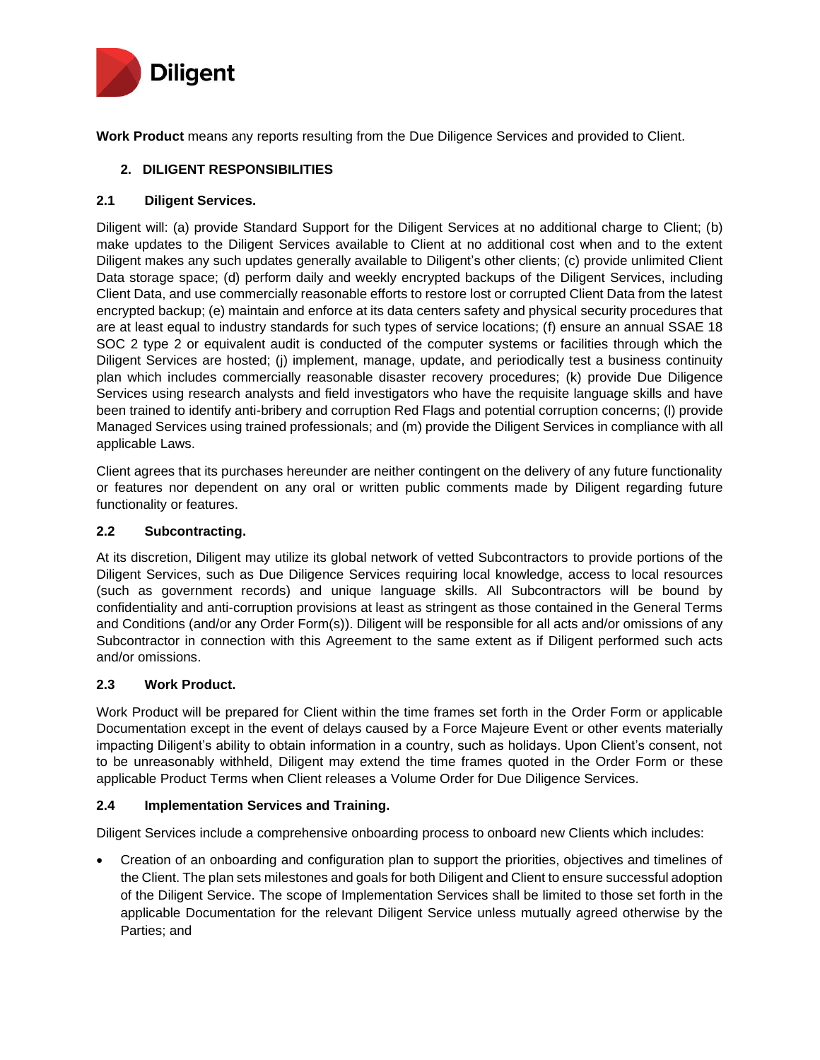**Work Product** means any reports resulting from the Due Diligence Services and provided to Client.

## 2. DILIGENT RESPONSIBILITIES

### 2.1 Diligent Services.

Diligent will: (a) provide Standard Support for the Diligent Services at no additional charge to Client; (b) make updates to the Diligent Services available to Client at no additional cost when and to the extent Diligent makes any such updates generally available to Diligent's other clients; (c) provide unlimited Client Data storage space; (d) perform daily and weekly encrypted backups of the Diligent Services, including Client Data, and use commercially reasonable efforts to restore lost or corrupted Client Data from the latest encrypted backup; (e) maintain and enforce at its data centers safety and physical security procedures that are at least equal to industry standards for such types of service locations; (f) ensure an annual SSAE 18 SOC 2 type 2 or equivalent audit is conducted of the computer systems or facilities through which the Diligent Services are hosted; (j) implement, manage, update, and periodically test a business continuity plan which includes commercially reasonable disaster recovery procedures; (k) provide Due Diligence Services using research analysts and field investigators who have the requisite language skills and have been trained to identify anti-bribery and corruption Red Flags and potential corruption concerns; (l) provide Managed Services using trained professionals; and (m) provide the Diligent Services in compliance with all applicable Laws.

Client agrees that its purchases hereunder are neither contingent on the delivery of any future functionality or features nor dependent on any oral or written public comments made by Diligent regarding future functionality or features.

### 2.2 Subcontracting.

At its discretion, Diligent may utilize its global network of vetted Subcontractors to provide portions of the Diligent Services, such as Due Diligence Services requiring local knowledge, access to local resources (such as government records) and unique language skills. All Subcontractors will be bound by confidentiality and anti-corruption provisions at least as stringent as those contained in the General Terms and Conditions (and/or any Order Form(s)). Diligent will be responsible for all acts and/or omissions of any Subcontractor in connection with this Agreement to the same extent as if Diligent performed such acts and/or omissions.

### 2.3 Work Product.

Work Product will be prepared for Client within the time frames set forth in the Order Form or applicable Documentation except in the event of delays caused by a Force Majeure Event or other events materially impacting Diligent's ability to obtain information in a country, such as holidays. Upon Client's consent, not to be unreasonably withheld, Diligent may extend the time frames quoted in the Order Form or these applicable Product Terms when Client releases a Volume Order for Due Diligence Services.

### 2.4 Implementation Services and Training.

Diligent Services include a comprehensive onboarding process to onboard new Clients which includes:

- Creation of an onboarding and configuration plan to support the priorities, objectives and timelines of the Client. The plan sets milestones and goals for both Diligent and Client to ensure successful adoption of the Diligent Service. The scope of Implementation Services shall be limited to those set forth in the applicable Documentation for the relevant Diligent Service unless mutually agreed otherwise by the Parties; and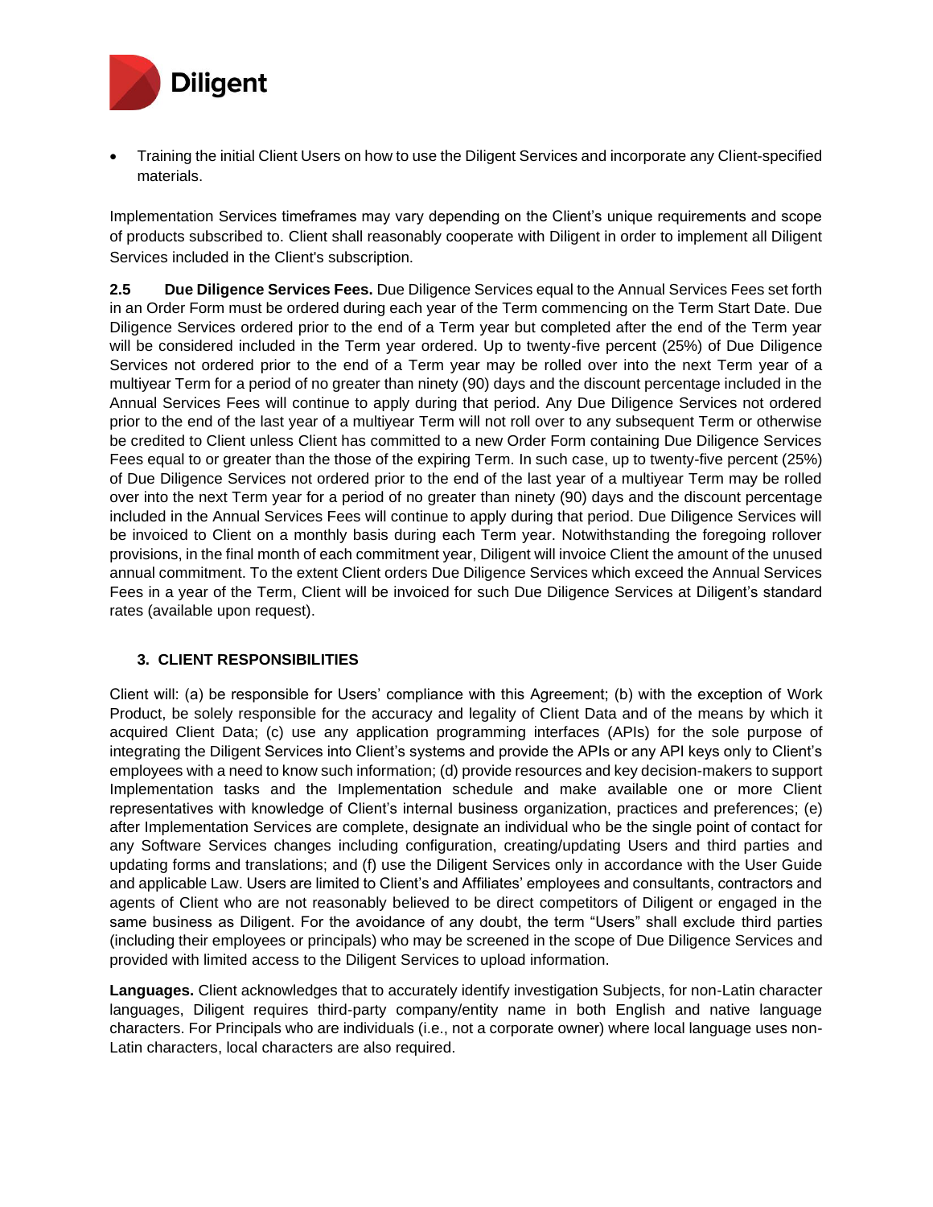- Training the initial Client Users on how to use the Diligent Services and incorporate any Client-specified materials.

Implementation Services timeframes may vary depending on the Client's unique requirements and scope of products subscribed to. Client shall reasonably cooperate with Diligent in order to implement all Diligent Services included in the Client's subscription.

**2.5 Due Diligence Services Fees.** Due Diligence Services equal to the Annual Services Fees set forth in an Order Form must be ordered during each year of the Term commencing on the Term Start Date. Due Diligence Services ordered prior to the end of a Term year but completed after the end of the Term year will be considered included in the Term year ordered. Up to twenty-five percent (25%) of Due Diligence Services not ordered prior to the end of a Term year may be rolled over into the next Term year of a multiyear Term for a period of no greater than ninety (90) days and the discount percentage included in the Annual Services Fees will continue to apply during that period. Any Due Diligence Services not ordered prior to the end of the last year of a multiyear Term will not roll over to any subsequent Term or otherwise be credited to Client unless Client has committed to a new Order Form containing Due Diligence Services Fees equal to or greater than the those of the expiring Term. In such case, up to twenty-five percent (25%) of Due Diligence Services not ordered prior to the end of the last year of a multiyear Term may be rolled over into the next Term year for a period of no greater than ninety (90) days and the discount percentage included in the Annual Services Fees will continue to apply during that period. Due Diligence Services will be invoiced to Client on a monthly basis during each Term year. Notwithstanding the foregoing rollover provisions, in the final month of each commitment year, Diligent will invoice Client the amount of the unused annual commitment. To the extent Client orders Due Diligence Services which exceed the Annual Services Fees in a year of the Term, Client will be invoiced for such Due Diligence Services at Diligent's standard rates (available upon request).

## 3. CLIENT RESPONSIBILITIES

Client will: (a) be responsible for Users' compliance with this Agreement; (b) with the exception of Work Product, be solely responsible for the accuracy and legality of Client Data and of the means by which it acquired Client Data; (c) use any application programming interfaces (APIs) for the sole purpose of integrating the Diligent Services into Client's systems and provide the APIs or any API keys only to Client's employees with a need to know such information; (d) provide resources and key decision-makers to support Implementation tasks and the Implementation schedule and make available one or more Client representatives with knowledge of Client's internal business organization, practices and preferences; (e) after Implementation Services are complete, designate an individual who be the single point of contact for any Software Services changes including configuration, creating/updating Users and third parties and updating forms and translations; and (f) use the Diligent Services only in accordance with the User Guide and applicable Law. Users are limited to Client's and Affiliates' employees and consultants, contractors and agents of Client who are not reasonably believed to be direct competitors of Diligent or engaged in the same business as Diligent. For the avoidance of any doubt, the term "Users" shall exclude third parties (including their employees or principals) who may be screened in the scope of Due Diligence Services and provided with limited access to the Diligent Services to upload information.

**Languages.** Client acknowledges that to accurately identify investigation Subjects, for non-Latin character languages, Diligent requires third-party company/entity name in both English and native language characters. For Principals who are individuals (i.e., not a corporate owner) where local language uses non-Latin characters, local characters are also required.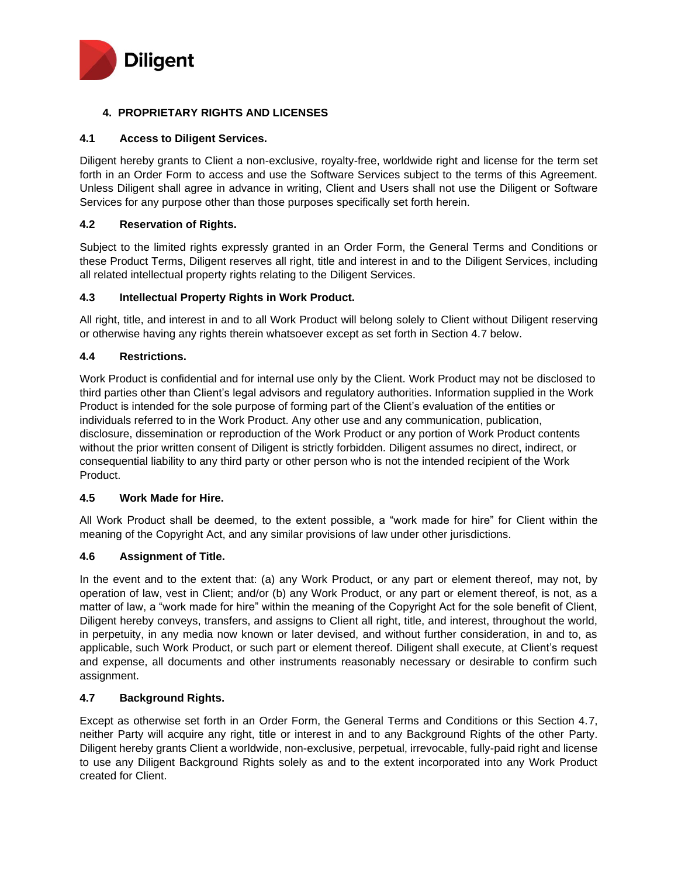## 4. PROPRIETARY RIGHTS AND LICENSES

### 4.1 Access to Diligent Services.

Diligent hereby grants to Client a non-exclusive, royalty-free, worldwide right and license for the term set forth in an Order Form to access and use the Software Services subject to the terms of this Agreement. Unless Diligent shall agree in advance in writing, Client and Users shall not use the Diligent or Software Services for any purpose other than those purposes specifically set forth herein.

### 4.2 Reservation of Rights.

Subject to the limited rights expressly granted in an Order Form, the General Terms and Conditions or these Product Terms, Diligent reserves all right, title and interest in and to the Diligent Services, including all related intellectual property rights relating to the Diligent Services.

### 4.3 Intellectual Property Rights in Work Product.

All right, title, and interest in and to all Work Product will belong solely to Client without Diligent reserving or otherwise having any rights therein whatsoever except as set forth in Section 4.7 below.

### 4.4 Restrictions.

Work Product is confidential and for internal use only by the Client. Work Product may not be disclosed to third parties other than Client's legal advisors and regulatory authorities. Information supplied in the Work Product is intended for the sole purpose of forming part of the Client's evaluation of the entities or individuals referred to in the Work Product. Any other use and any communication, publication, disclosure, dissemination or reproduction of the Work Product or any portion of Work Product contents without the prior written consent of Diligent is strictly forbidden. Diligent assumes no direct, indirect, or consequential liability to any third party or other person who is not the intended recipient of the Work Product.

### 4.5 Work Made for Hire.

All Work Product shall be deemed, to the extent possible, a "work made for hire" for Client within the meaning of the Copyright Act, and any similar provisions of law under other jurisdictions.

### 4.6 Assignment of Title.

In the event and to the extent that: (a) any Work Product, or any part or element thereof, may not, by operation of law, vest in Client; and/or (b) any Work Product, or any part or element thereof, is not, as a matter of law, a "work made for hire" within the meaning of the Copyright Act for the sole benefit of Client, Diligent hereby conveys, transfers, and assigns to Client all right, title, and interest, throughout the world, in perpetuity, in any media now known or later devised, and without further consideration, in and to, as applicable, such Work Product, or such part or element thereof. Diligent shall execute, at Client's request and expense, all documents and other instruments reasonably necessary or desirable to confirm such assignment.

### 4.7 Background Rights.

Except as otherwise set forth in an Order Form, the General Terms and Conditions or this Section 4.7, neither Party will acquire any right, title or interest in and to any Background Rights of the other Party. Diligent hereby grants Client a worldwide, non-exclusive, perpetual, irrevocable, fully-paid right and license to use any Diligent Background Rights solely as and to the extent incorporated into any Work Product created for Client.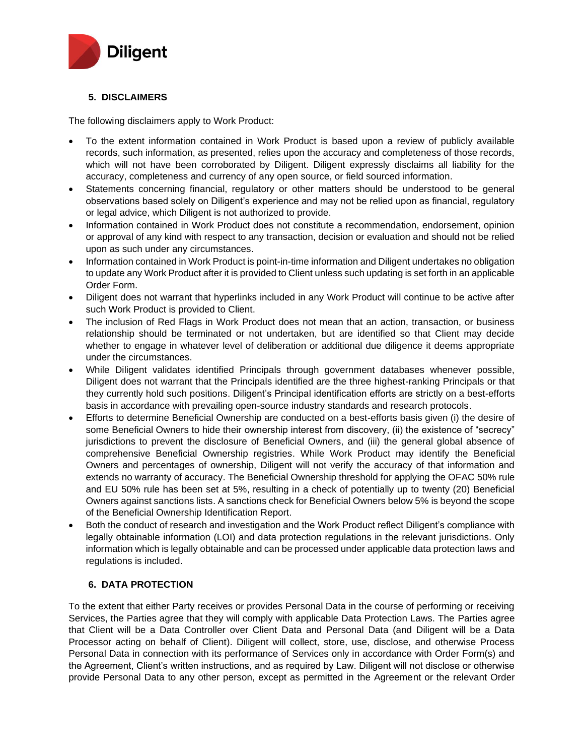## 5. DISCLAIMERS

The following disclaimers apply to Work Product:

- To the extent information contained in Work Product is based upon a review of publicly available records, such information, as presented, relies upon the accuracy and completeness of those records, which will not have been corroborated by Diligent. Diligent expressly disclaims all liability for the accuracy, completeness and currency of any open source, or field sourced information.
- Statements concerning financial, regulatory or other matters should be understood to be general observations based solely on Diligent's experience and may not be relied upon as financial, regulatory or legal advice, which Diligent is not authorized to provide.
- Information contained in Work Product does not constitute a recommendation, endorsement, opinion or approval of any kind with respect to any transaction, decision or evaluation and should not be relied upon as such under any circumstances.
- Information contained in Work Product is point-in-time information and Diligent undertakes no obligation to update any Work Product after it is provided to Client unless such updating is set forth in an applicable Order Form.
- Diligent does not warrant that hyperlinks included in any Work Product will continue to be active after such Work Product is provided to Client.
- The inclusion of Red Flags in Work Product does not mean that an action, transaction, or business relationship should be terminated or not undertaken, but are identified so that Client may decide whether to engage in whatever level of deliberation or additional due diligence it deems appropriate under the circumstances.
- While Diligent validates identified Principals through government databases whenever possible, Diligent does not warrant that the Principals identified are the three highest-ranking Principals or that they currently hold such positions. Diligent's Principal identification efforts are strictly on a best-efforts basis in accordance with prevailing open-source industry standards and research protocols.
- Efforts to determine Beneficial Ownership are conducted on a best-efforts basis given (i) the desire of some Beneficial Owners to hide their ownership interest from discovery, (ii) the existence of "secrecy" jurisdictions to prevent the disclosure of Beneficial Owners, and (iii) the general global absence of comprehensive Beneficial Ownership registries. While Work Product may identify the Beneficial Owners and percentages of ownership, Diligent will not verify the accuracy of that information and extends no warranty of accuracy. The Beneficial Ownership threshold for applying the OFAC 50% rule and EU 50% rule has been set at 5%, resulting in a check of potentially up to twenty (20) Beneficial Owners against sanctions lists. A sanctions check for Beneficial Owners below 5% is beyond the scope of the Beneficial Ownership Identification Report.
- Both the conduct of research and investigation and the Work Product reflect Diligent's compliance with legally obtainable information (LOI) and data protection regulations in the relevant jurisdictions. Only information which is legally obtainable and can be processed under applicable data protection laws and regulations is included.

## 6. DATA PROTECTION

To the extent that either Party receives or provides Personal Data in the course of performing or receiving Services, the Parties agree that they will comply with applicable Data Protection Laws. The Parties agree that Client will be a Data Controller over Client Data and Personal Data (and Diligent will be a Data Processor acting on behalf of Client). Diligent will collect, store, use, disclose, and otherwise Process Personal Data in connection with its performance of Services only in accordance with Order Form(s) and the Agreement, Client's written instructions, and as required by Law. Diligent will not disclose or otherwise provide Personal Data to any other person, except as permitted in the Agreement or the relevant Order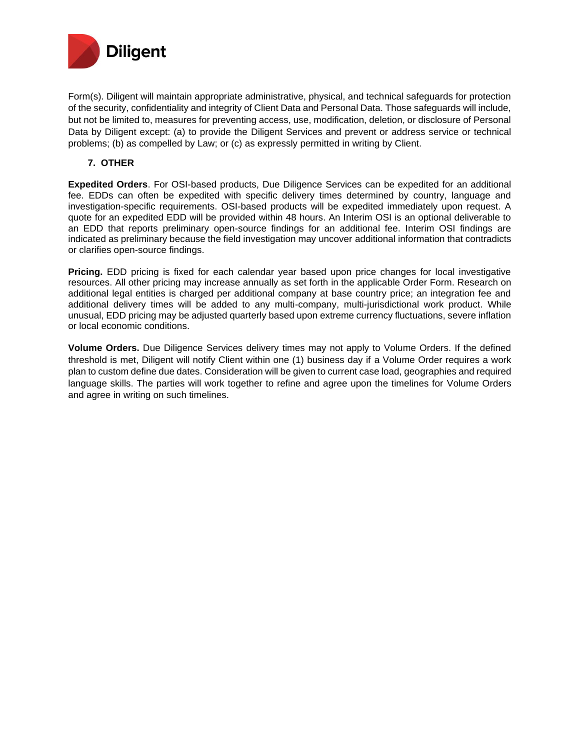Form(s). Diligent will maintain appropriate administrative, physical, and technical safeguards for protection of the security, confidentiality and integrity of Client Data and Personal Data. Those safeguards will include, but not be limited to, measures for preventing access, use, modification, deletion, or disclosure of Personal Data by Diligent except: (a) to provide the Diligent Services and prevent or address service or technical problems; (b) as compelled by Law; or (c) as expressly permitted in writing by Client.

## 7. OTHER

**Expedited Orders**. For OSI-based products, Due Diligence Services can be expedited for an additional fee. EDDs can often be expedited with specific delivery times determined by country, language and investigation-specific requirements. OSI-based products will be expedited immediately upon request. A quote for an expedited EDD will be provided within 48 hours. An Interim OSI is an optional deliverable to an EDD that reports preliminary open-source findings for an additional fee. Interim OSI findings are indicated as preliminary because the field investigation may uncover additional information that contradicts or clarifies open-source findings.

**Pricing.** EDD pricing is fixed for each calendar year based upon price changes for local investigative resources. All other pricing may increase annually as set forth in the applicable Order Form. Research on additional legal entities is charged per additional company at base country price; an integration fee and additional delivery times will be added to any multi-company, multi-jurisdictional work product. While unusual, EDD pricing may be adjusted quarterly based upon extreme currency fluctuations, severe inflation or local economic conditions.

**Volume Orders.** Due Diligence Services delivery times may not apply to Volume Orders. If the defined threshold is met, Diligent will notify Client within one (1) business day if a Volume Order requires a work plan to custom define due dates. Consideration will be given to current case load, geographies and required language skills. The parties will work together to refine and agree upon the timelines for Volume Orders and agree in writing on such timelines.